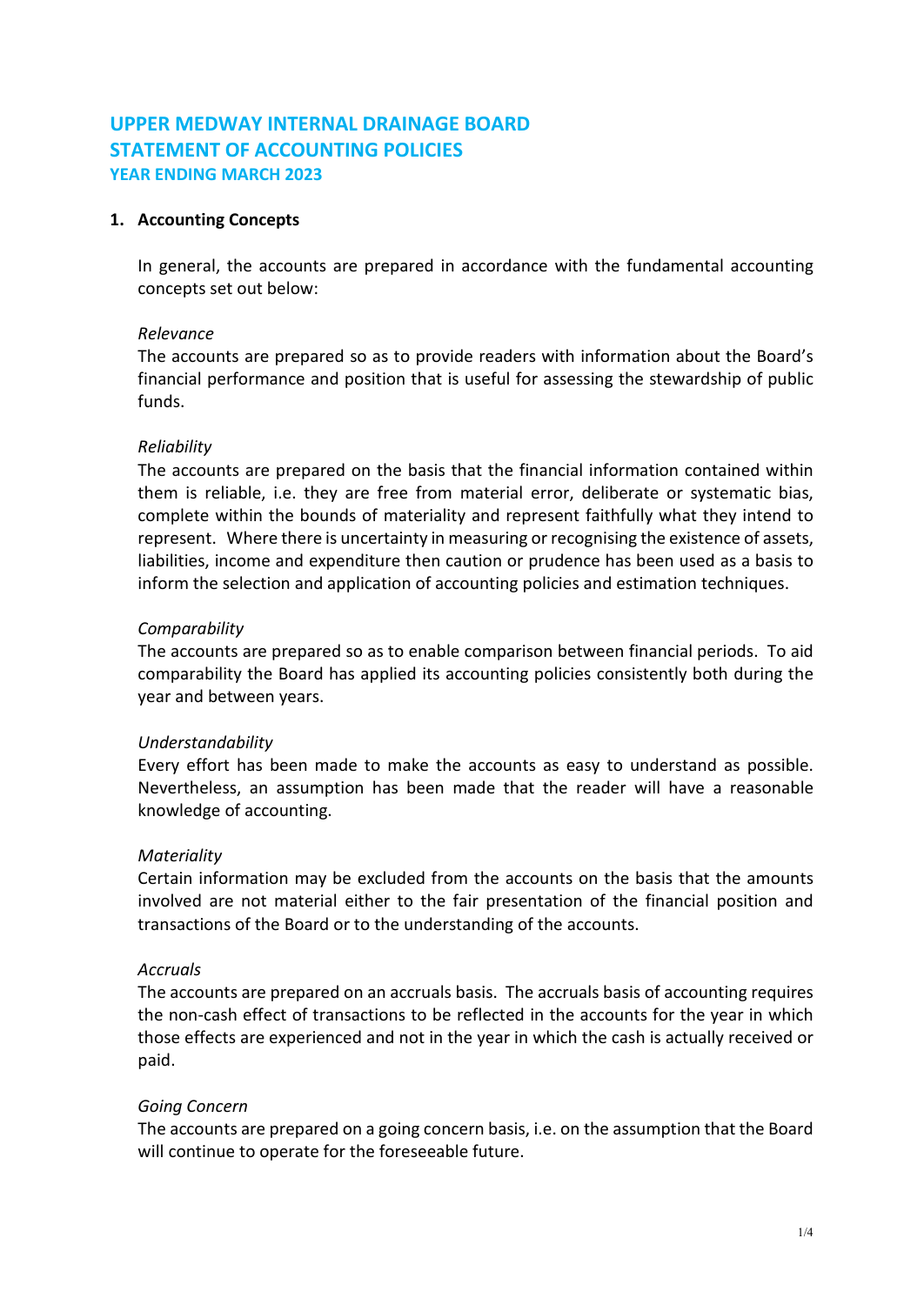# UPPER MEDWAY INTERNAL DRAINAGE BOARD
# STATEMENT OF ACCOUNTING POLICIES
### YEAR ENDING MARCH 2023

## 1. Accounting Concepts

In general, the accounts are prepared in accordance with the fundamental accounting concepts set out below:

*Relevance*
The accounts are prepared so as to provide readers with information about the Board's financial performance and position that is useful for assessing the stewardship of public funds.

*Reliability*
The accounts are prepared on the basis that the financial information contained within them is reliable, i.e. they are free from material error, deliberate or systematic bias, complete within the bounds of materiality and represent faithfully what they intend to represent. Where there is uncertainty in measuring or recognising the existence of assets, liabilities, income and expenditure then caution or prudence has been used as a basis to inform the selection and application of accounting policies and estimation techniques.

*Comparability*
The accounts are prepared so as to enable comparison between financial periods. To aid comparability the Board has applied its accounting policies consistently both during the year and between years.

*Understandability*
Every effort has been made to make the accounts as easy to understand as possible. Nevertheless, an assumption has been made that the reader will have a reasonable knowledge of accounting.

*Materiality*
Certain information may be excluded from the accounts on the basis that the amounts involved are not material either to the fair presentation of the financial position and transactions of the Board or to the understanding of the accounts.

*Accruals*
The accounts are prepared on an accruals basis. The accruals basis of accounting requires the non-cash effect of transactions to be reflected in the accounts for the year in which those effects are experienced and not in the year in which the cash is actually received or paid.

*Going Concern*
The accounts are prepared on a going concern basis, i.e. on the assumption that the Board will continue to operate for the foreseeable future.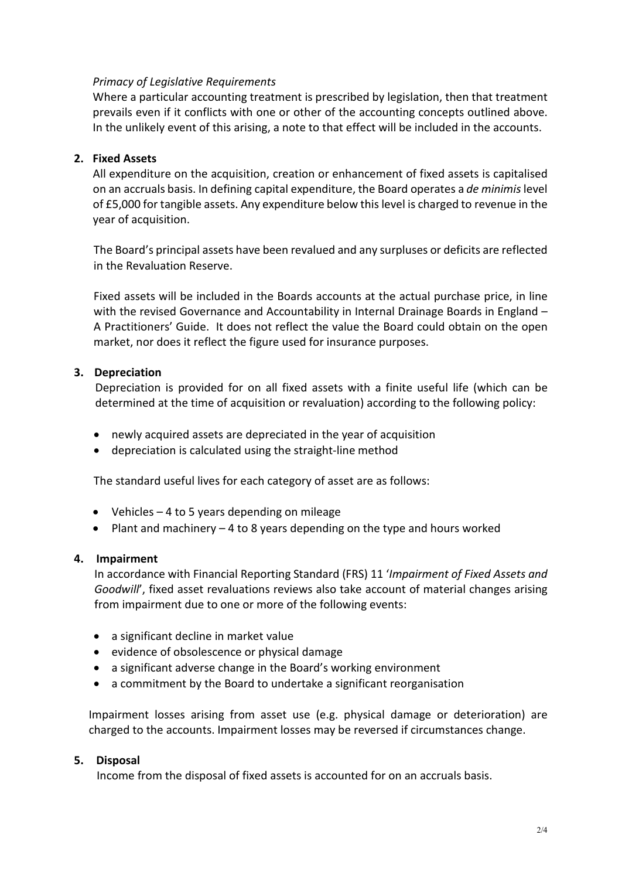*Primacy of Legislative Requirements*

Where a particular accounting treatment is prescribed by legislation, then that treatment prevails even if it conflicts with one or other of the accounting concepts outlined above. In the unlikely event of this arising, a note to that effect will be included in the accounts.

## 2. Fixed Assets

All expenditure on the acquisition, creation or enhancement of fixed assets is capitalised on an accruals basis. In defining capital expenditure, the Board operates a *de minimis* level of £5,000 for tangible assets. Any expenditure below this level is charged to revenue in the year of acquisition.

The Board's principal assets have been revalued and any surpluses or deficits are reflected in the Revaluation Reserve.

Fixed assets will be included in the Boards accounts at the actual purchase price, in line with the revised Governance and Accountability in Internal Drainage Boards in England – A Practitioners' Guide. It does not reflect the value the Board could obtain on the open market, nor does it reflect the figure used for insurance purposes.

## 3. Depreciation

Depreciation is provided for on all fixed assets with a finite useful life (which can be determined at the time of acquisition or revaluation) according to the following policy:

- newly acquired assets are depreciated in the year of acquisition
- depreciation is calculated using the straight-line method

The standard useful lives for each category of asset are as follows:

- Vehicles – 4 to 5 years depending on mileage
- Plant and machinery – 4 to 8 years depending on the type and hours worked

## 4. Impairment

In accordance with Financial Reporting Standard (FRS) 11 '*Impairment of Fixed Assets and Goodwill*', fixed asset revaluations reviews also take account of material changes arising from impairment due to one or more of the following events:

- a significant decline in market value
- evidence of obsolescence or physical damage
- a significant adverse change in the Board's working environment
- a commitment by the Board to undertake a significant reorganisation

Impairment losses arising from asset use (e.g. physical damage or deterioration) are charged to the accounts. Impairment losses may be reversed if circumstances change.

## 5. Disposal

Income from the disposal of fixed assets is accounted for on an accruals basis.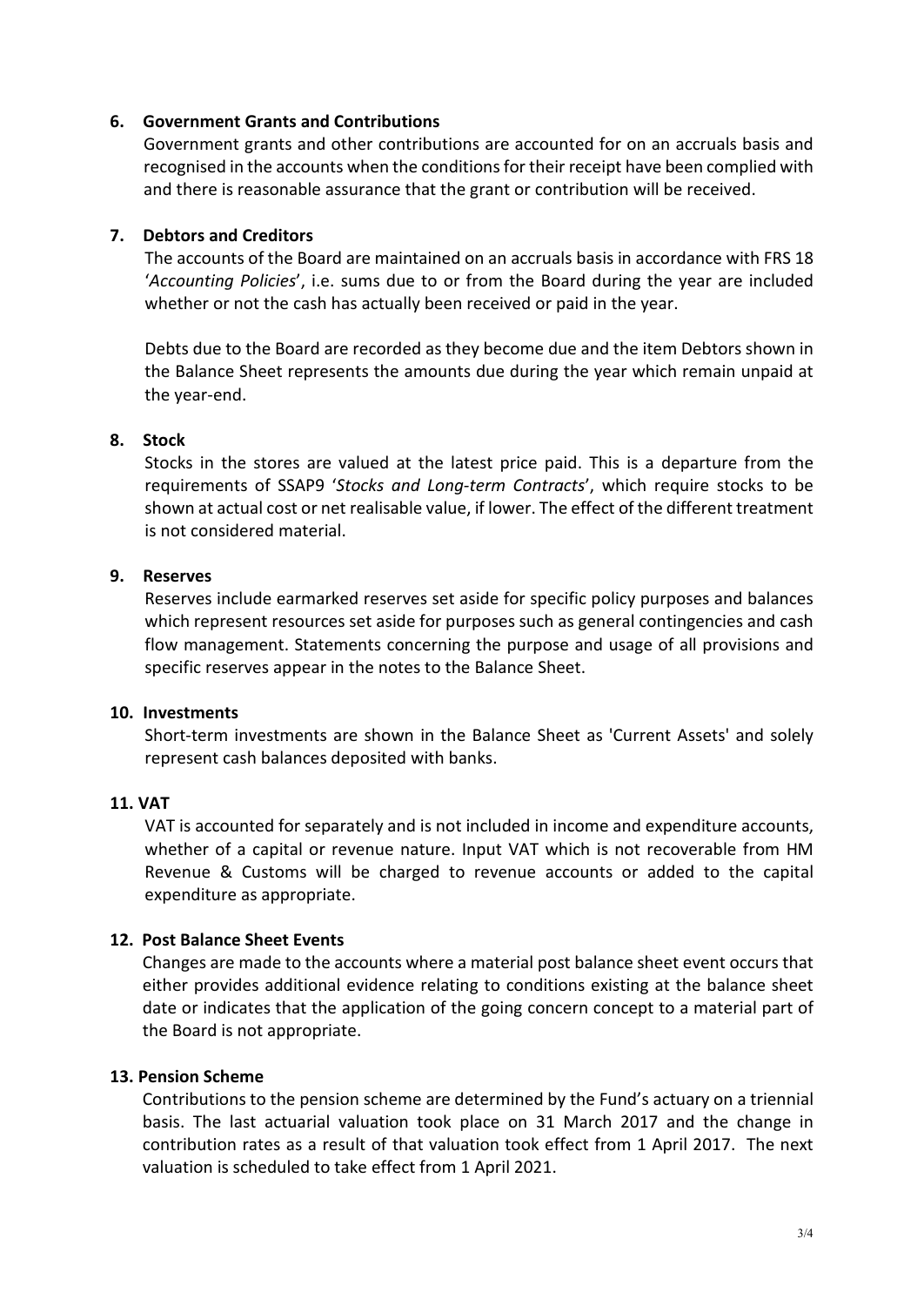**6. Government Grants and Contributions**

Government grants and other contributions are accounted for on an accruals basis and recognised in the accounts when the conditions for their receipt have been complied with and there is reasonable assurance that the grant or contribution will be received.

**7. Debtors and Creditors**

The accounts of the Board are maintained on an accruals basis in accordance with FRS 18 '*Accounting Policies*', i.e. sums due to or from the Board during the year are included whether or not the cash has actually been received or paid in the year.

Debts due to the Board are recorded as they become due and the item Debtors shown in the Balance Sheet represents the amounts due during the year which remain unpaid at the year-end.

**8. Stock**

Stocks in the stores are valued at the latest price paid. This is a departure from the requirements of SSAP9 '*Stocks and Long-term Contracts*', which require stocks to be shown at actual cost or net realisable value, if lower. The effect of the different treatment is not considered material.

**9. Reserves**

Reserves include earmarked reserves set aside for specific policy purposes and balances which represent resources set aside for purposes such as general contingencies and cash flow management. Statements concerning the purpose and usage of all provisions and specific reserves appear in the notes to the Balance Sheet.

**10. Investments**

Short-term investments are shown in the Balance Sheet as 'Current Assets' and solely represent cash balances deposited with banks.

**11. VAT**

VAT is accounted for separately and is not included in income and expenditure accounts, whether of a capital or revenue nature. Input VAT which is not recoverable from HM Revenue & Customs will be charged to revenue accounts or added to the capital expenditure as appropriate.

**12. Post Balance Sheet Events**

Changes are made to the accounts where a material post balance sheet event occurs that either provides additional evidence relating to conditions existing at the balance sheet date or indicates that the application of the going concern concept to a material part of the Board is not appropriate.

**13. Pension Scheme**

Contributions to the pension scheme are determined by the Fund's actuary on a triennial basis. The last actuarial valuation took place on 31 March 2017 and the change in contribution rates as a result of that valuation took effect from 1 April 2017. The next valuation is scheduled to take effect from 1 April 2021.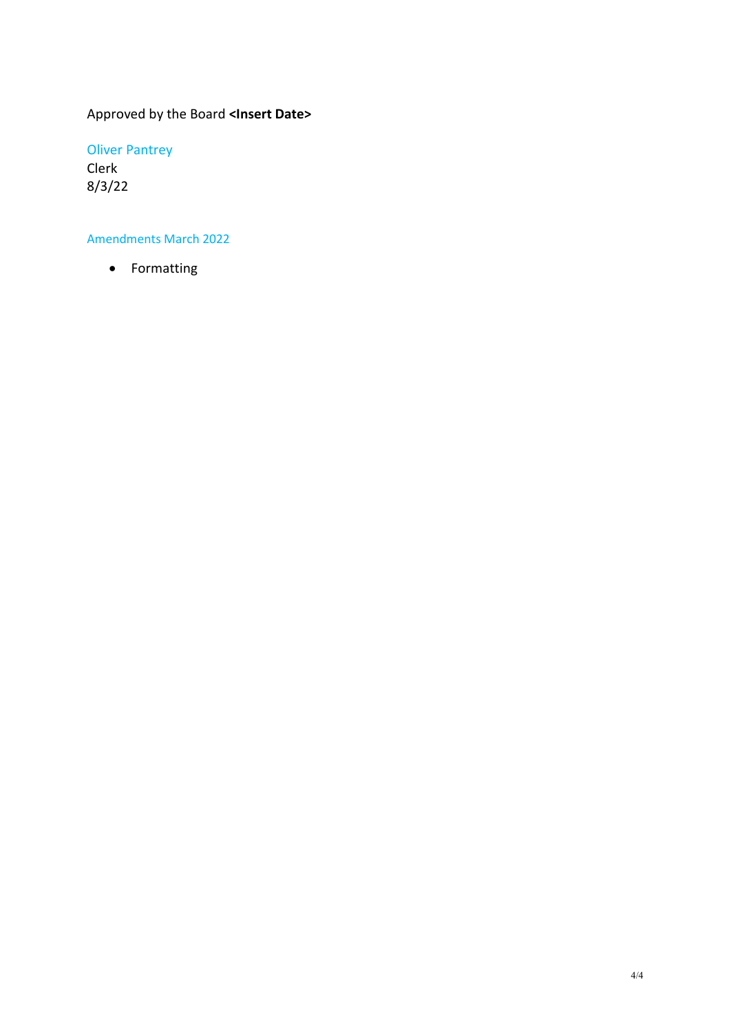Approved by the Board **<Insert Date>**

Oliver Pantrey
Clerk
8/3/22

Amendments March 2022

- Formatting